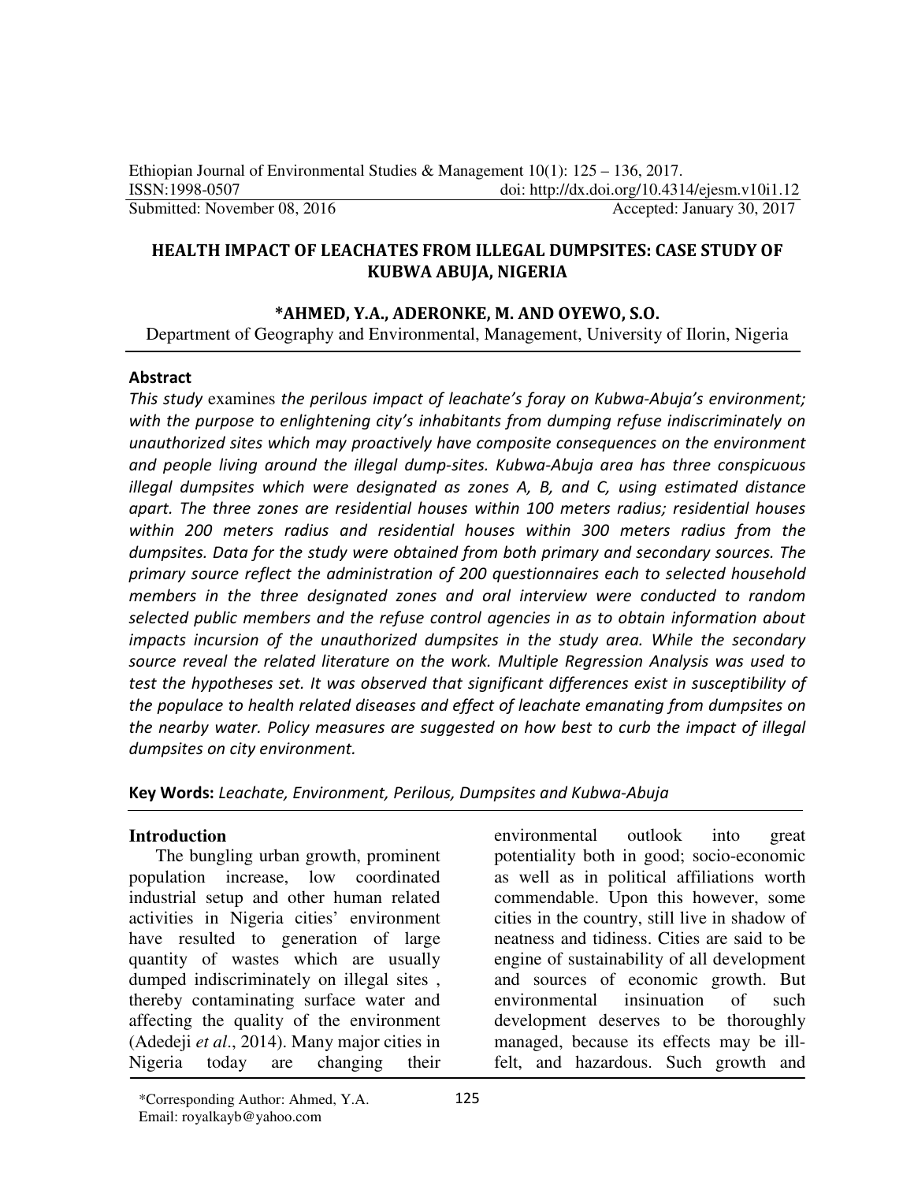Ethiopian Journal of Environmental Studies & Management 10(1): 125 – 136, 2017.
ISSN:1998-0507 doi: http://dx.doi.org/10.4314/ejesm.v10i1.12
Submitted: November 08, 2016 Accepted: January 30, 2017

# HEALTH IMPACT OF LEACHATES FROM ILLEGAL DUMPSITES: CASE STUDY OF KUBWA ABUJA, NIGERIA

**\*AHMED, Y.A., ADERONKE, M. AND OYEWO, S.O.**

Department of Geography and Environmental, Management, University of Ilorin, Nigeria

## Abstract

*This study* examines *the perilous impact of leachate's foray on Kubwa-Abuja's environment; with the purpose to enlightening city's inhabitants from dumping refuse indiscriminately on unauthorized sites which may proactively have composite consequences on the environment and people living around the illegal dump-sites. Kubwa-Abuja area has three conspicuous illegal dumpsites which were designated as zones A, B, and C, using estimated distance apart. The three zones are residential houses within 100 meters radius; residential houses within 200 meters radius and residential houses within 300 meters radius from the dumpsites. Data for the study were obtained from both primary and secondary sources. The primary source reflect the administration of 200 questionnaires each to selected household members in the three designated zones and oral interview were conducted to random selected public members and the refuse control agencies in as to obtain information about impacts incursion of the unauthorized dumpsites in the study area. While the secondary source reveal the related literature on the work. Multiple Regression Analysis was used to test the hypotheses set. It was observed that significant differences exist in susceptibility of the populace to health related diseases and effect of leachate emanating from dumpsites on the nearby water. Policy measures are suggested on how best to curb the impact of illegal dumpsites on city environment.*

**Key Words:** *Leachate, Environment, Perilous, Dumpsites and Kubwa-Abuja*

## Introduction

The bungling urban growth, prominent population increase, low coordinated industrial setup and other human related activities in Nigeria cities' environment have resulted to generation of large quantity of wastes which are usually dumped indiscriminately on illegal sites , thereby contaminating surface water and affecting the quality of the environment (Adedeji *et al*., 2014). Many major cities in Nigeria today are changing their environmental outlook into great potentiality both in good; socio-economic as well as in political affiliations worth commendable. Upon this however, some cities in the country, still live in shadow of neatness and tidiness. Cities are said to be engine of sustainability of all development and sources of economic growth. But environmental insinuation of such development deserves to be thoroughly managed, because its effects may be ill-felt, and hazardous. Such growth and

\*Corresponding Author: Ahmed, Y.A.
Email: royalkayb@yahoo.com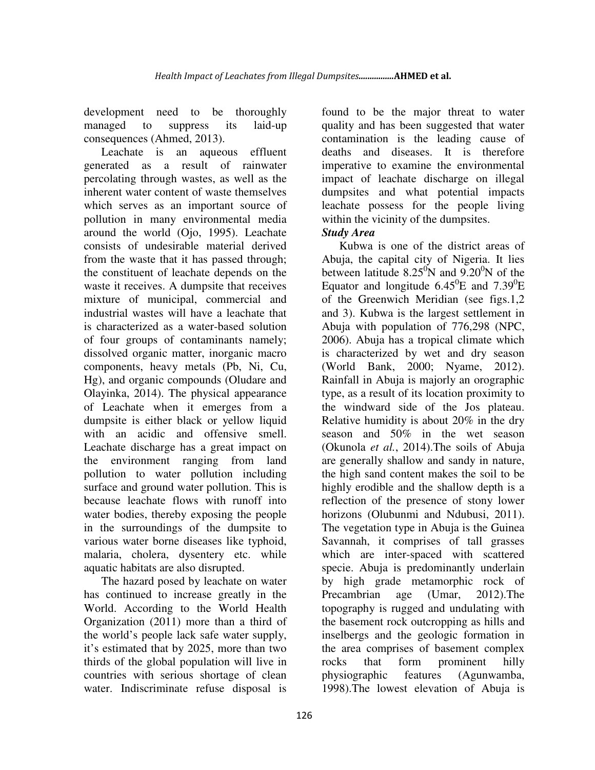development need to be thoroughly managed to suppress its laid-up consequences (Ahmed, 2013).

Leachate is an aqueous effluent generated as a result of rainwater percolating through wastes, as well as the inherent water content of waste themselves which serves as an important source of pollution in many environmental media around the world (Ojo, 1995). Leachate consists of undesirable material derived from the waste that it has passed through; the constituent of leachate depends on the waste it receives. A dumpsite that receives mixture of municipal, commercial and industrial wastes will have a leachate that is characterized as a water-based solution of four groups of contaminants namely; dissolved organic matter, inorganic macro components, heavy metals (Pb, Ni, Cu, Hg), and organic compounds (Oludare and Olayinka, 2014). The physical appearance of Leachate when it emerges from a dumpsite is either black or yellow liquid with an acidic and offensive smell. Leachate discharge has a great impact on the environment ranging from land pollution to water pollution including surface and ground water pollution. This is because leachate flows with runoff into water bodies, thereby exposing the people in the surroundings of the dumpsite to various water borne diseases like typhoid, malaria, cholera, dysentery etc. while aquatic habitats are also disrupted.

The hazard posed by leachate on water has continued to increase greatly in the World. According to the World Health Organization (2011) more than a third of the world's people lack safe water supply, it's estimated that by 2025, more than two thirds of the global population will live in countries with serious shortage of clean water. Indiscriminate refuse disposal is found to be the major threat to water quality and has been suggested that water contamination is the leading cause of deaths and diseases. It is therefore imperative to examine the environmental impact of leachate discharge on illegal dumpsites and what potential impacts leachate possess for the people living within the vicinity of the dumpsites.

***Study Area***

Kubwa is one of the district areas of Abuja, the capital city of Nigeria. It lies between latitude $8.25^0$N and $9.20^0$N of the Equator and longitude $6.45^0$E and $7.39^0$E of the Greenwich Meridian (see figs.1,2 and 3). Kubwa is the largest settlement in Abuja with population of 776,298 (NPC, 2006). Abuja has a tropical climate which is characterized by wet and dry season (World Bank, 2000; Nyame, 2012). Rainfall in Abuja is majorly an orographic type, as a result of its location proximity to the windward side of the Jos plateau. Relative humidity is about 20% in the dry season and 50% in the wet season (Okunola *et al.*, 2014).The soils of Abuja are generally shallow and sandy in nature, the high sand content makes the soil to be highly erodible and the shallow depth is a reflection of the presence of stony lower horizons (Olubunmi and Ndubusi, 2011). The vegetation type in Abuja is the Guinea Savannah, it comprises of tall grasses which are inter-spaced with scattered specie. Abuja is predominantly underlain by high grade metamorphic rock of Precambrian age (Umar, 2012).The topography is rugged and undulating with the basement rock outcropping as hills and inselbergs and the geologic formation in the area comprises of basement complex rocks that form prominent hilly physiographic features (Agunwamba, 1998).The lowest elevation of Abuja is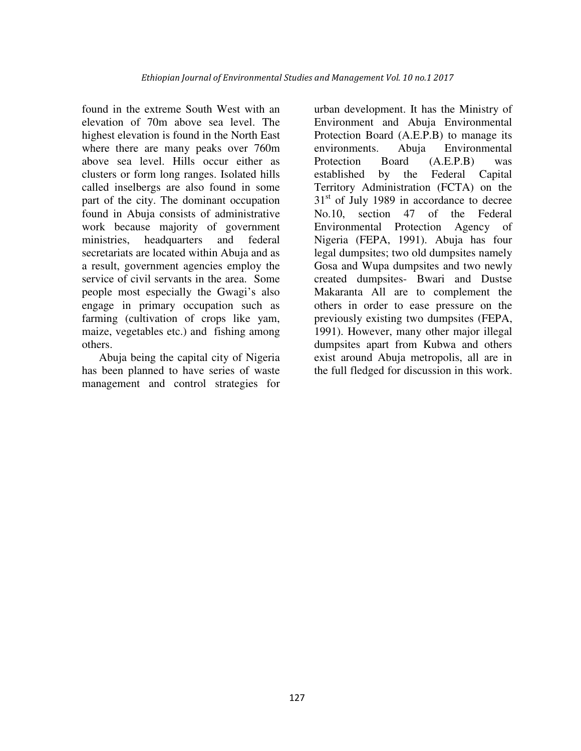found in the extreme South West with an elevation of 70m above sea level. The highest elevation is found in the North East where there are many peaks over 760m above sea level. Hills occur either as clusters or form long ranges. Isolated hills called inselbergs are also found in some part of the city. The dominant occupation found in Abuja consists of administrative work because majority of government ministries, headquarters and federal secretariats are located within Abuja and as a result, government agencies employ the service of civil servants in the area. Some people most especially the Gwagi's also engage in primary occupation such as farming (cultivation of crops like yam, maize, vegetables etc.) and fishing among others.

Abuja being the capital city of Nigeria has been planned to have series of waste management and control strategies for urban development. It has the Ministry of Environment and Abuja Environmental Protection Board (A.E.P.B) to manage its environments. Abuja Environmental Protection Board (A.E.P.B) was established by the Federal Capital Territory Administration (FCTA) on the 31st of July 1989 in accordance to decree No.10, section 47 of the Federal Environmental Protection Agency of Nigeria (FEPA, 1991). Abuja has four legal dumpsites; two old dumpsites namely Gosa and Wupa dumpsites and two newly created dumpsites- Bwari and Dustse Makaranta All are to complement the others in order to ease pressure on the previously existing two dumpsites (FEPA, 1991). However, many other major illegal dumpsites apart from Kubwa and others exist around Abuja metropolis, all are in the full fledged for discussion in this work.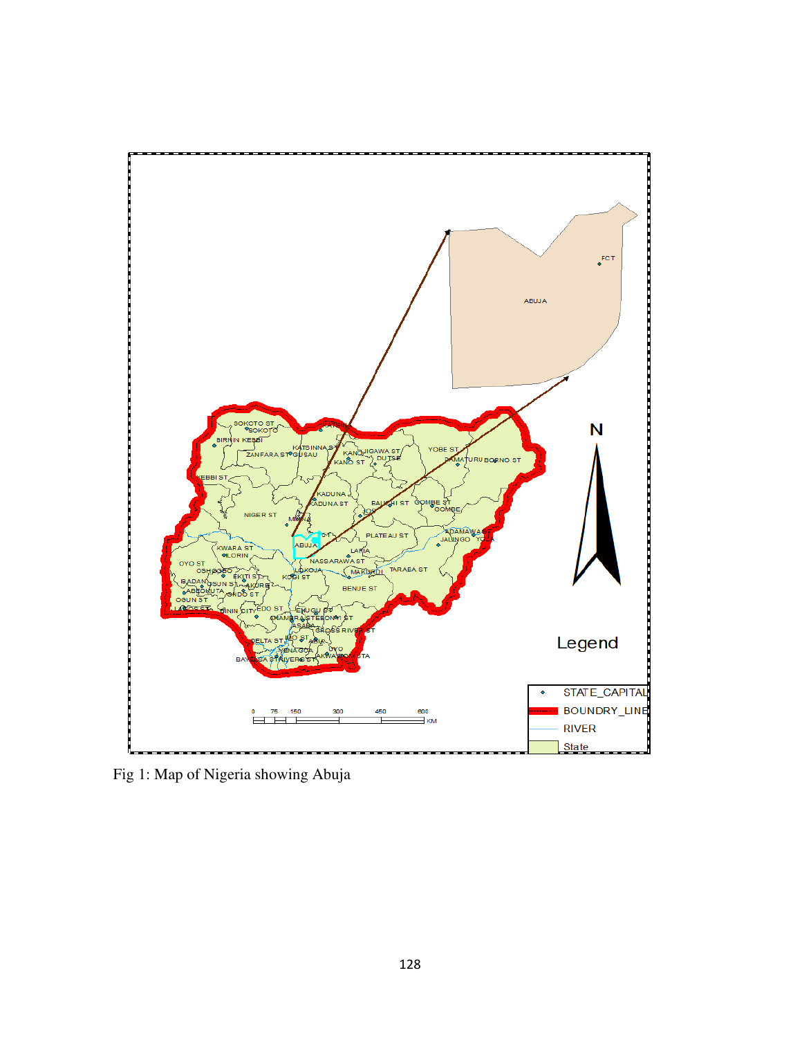Fig 1: Map of Nigeria showing Abuja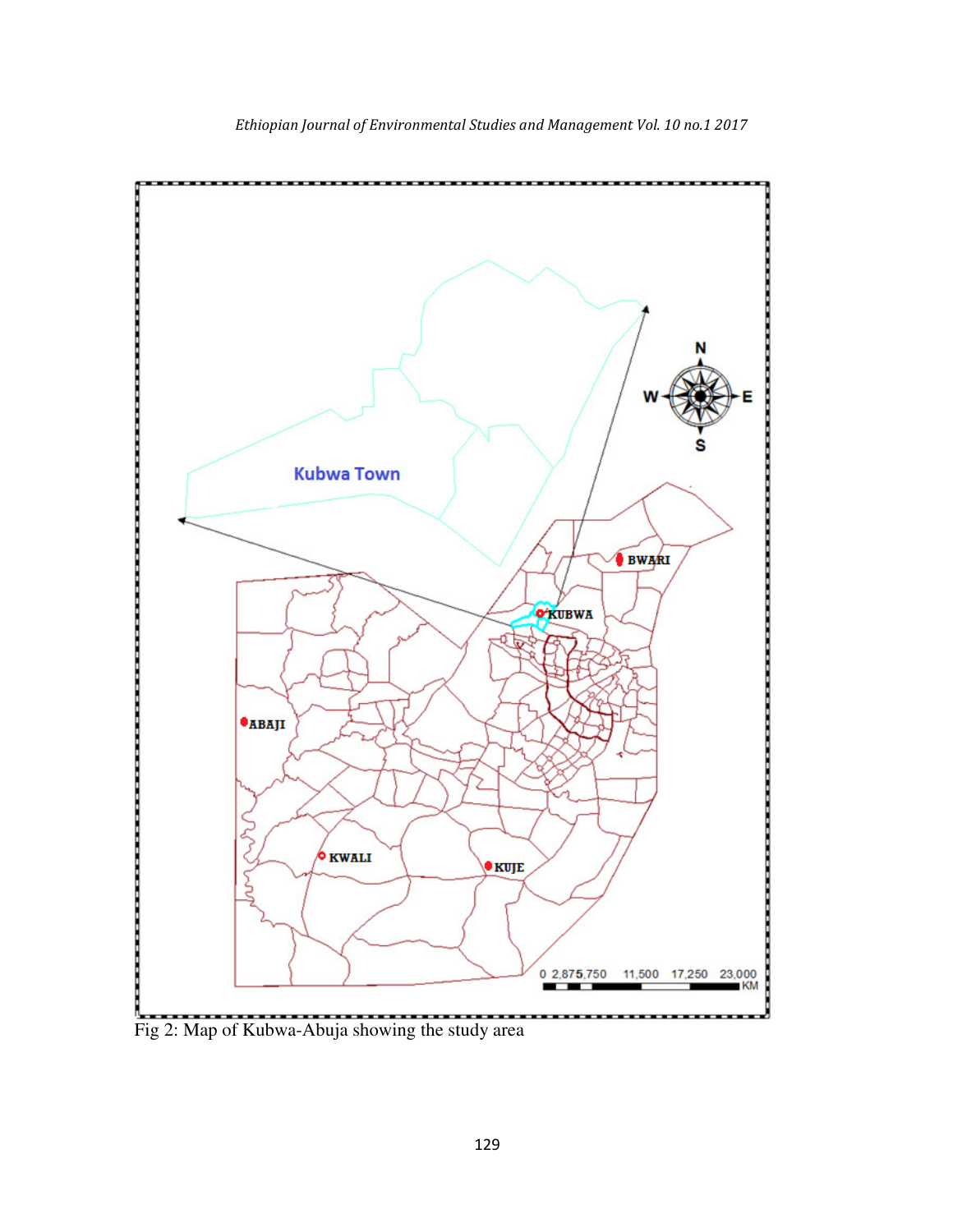Fig 2: Map of Kubwa-Abuja showing the study area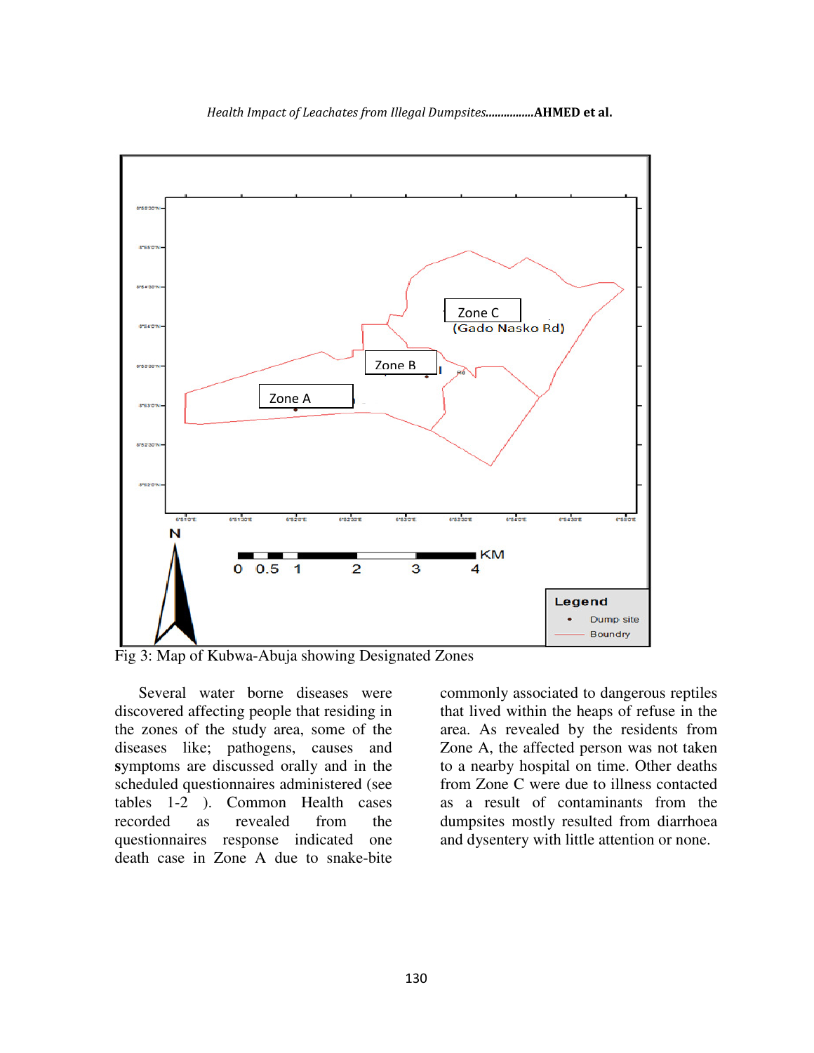Fig 3: Map of Kubwa-Abuja showing Designated Zones

Several water borne diseases were discovered affecting people that residing in the zones of the study area, some of the diseases like; pathogens, causes and symptoms are discussed orally and in the scheduled questionnaires administered (see tables 1-2 ). Common Health cases recorded as revealed from the questionnaires response indicated one death case in Zone A due to snake-bite commonly associated to dangerous reptiles that lived within the heaps of refuse in the area. As revealed by the residents from Zone A, the affected person was not taken to a nearby hospital on time. Other deaths from Zone C were due to illness contacted as a result of contaminants from the dumpsites mostly resulted from diarrhoea and dysentery with little attention or none.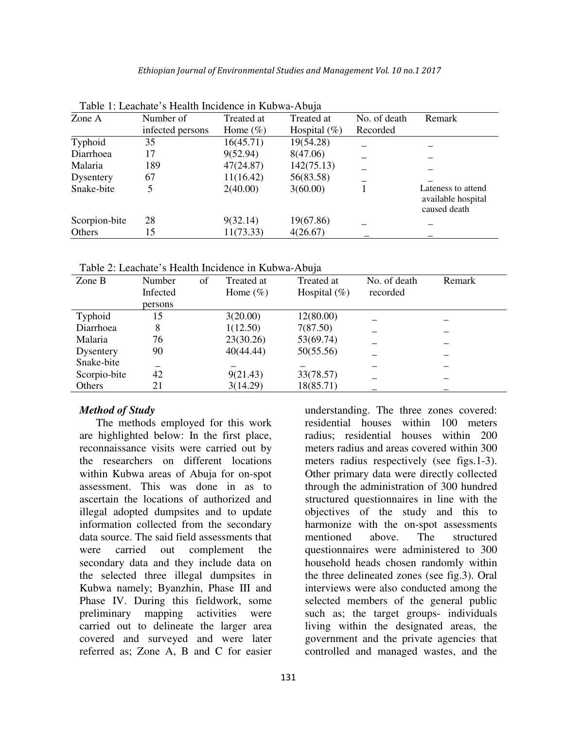Table 1: Leachate's Health Incidence in Kubwa-Abuja

| Zone A | Number of infected persons | Treated at Home (%) | Treated at Hospital (%) | No. of death Recorded | Remark |
|---|---|---|---|---|---|
| Typhoid | 35 | 16(45.71) | 19(54.28) | _ | _ |
| Diarrhoea | 17 | 9(52.94) | 8(47.06) | _ | _ |
| Malaria | 189 | 47(24.87) | 142(75.13) | _ | _ |
| Dysentery | 67 | 11(16.42) | 56(83.58) | _ | _ |
| Snake-bite | 5 | 2(40.00) | 3(60.00) | 1 | Lateness to attend available hospital caused death |
| Scorpion-bite | 28 | 9(32.14) | 19(67.86) | _ | _ |
| Others | 15 | 11(73.33) | 4(26.67) | _ | _ |

Table 2: Leachate's Health Incidence in Kubwa-Abuja

| Zone B | Number of Infected persons | Treated at Home (%) | Treated at Hospital (%) | No. of death recorded | Remark |
|---|---|---|---|---|---|
| Typhoid | 15 | 3(20.00) | 12(80.00) | _ | _ |
| Diarrhoea | 8 | 1(12.50) | 7(87.50) | _ | _ |
| Malaria | 76 | 23(30.26) | 53(69.74) | _ | _ |
| Dysentery | 90 | 40(44.44) | 50(55.56) | _ | _ |
| Snake-bite | _ | _ | _ | _ | _ |
| Scorpio-bite | 42 | 9(21.43) | 33(78.57) | _ | _ |
| Others | 21 | 3(14.29) | 18(85.71) | _ | _ |

### *Method of Study*

The methods employed for this work are highlighted below: In the first place, reconnaissance visits were carried out by the researchers on different locations within Kubwa areas of Abuja for on-spot assessment. This was done in as to ascertain the locations of authorized and illegal adopted dumpsites and to update information collected from the secondary data source. The said field assessments that were carried out complement the secondary data and they include data on the selected three illegal dumpsites in Kubwa namely; Byanzhin, Phase III and Phase IV. During this fieldwork, some preliminary mapping activities were carried out to delineate the larger area covered and surveyed and were later referred as; Zone A, B and C for easier understanding. The three zones covered: residential houses within 100 meters radius; residential houses within 200 meters radius and areas covered within 300 meters radius respectively (see figs.1-3). Other primary data were directly collected through the administration of 300 hundred structured questionnaires in line with the objectives of the study and this to harmonize with the on-spot assessments mentioned above. The structured questionnaires were administered to 300 household heads chosen randomly within the three delineated zones (see fig.3). Oral interviews were also conducted among the selected members of the general public such as; the target groups- individuals living within the designated areas, the government and the private agencies that controlled and managed wastes, and the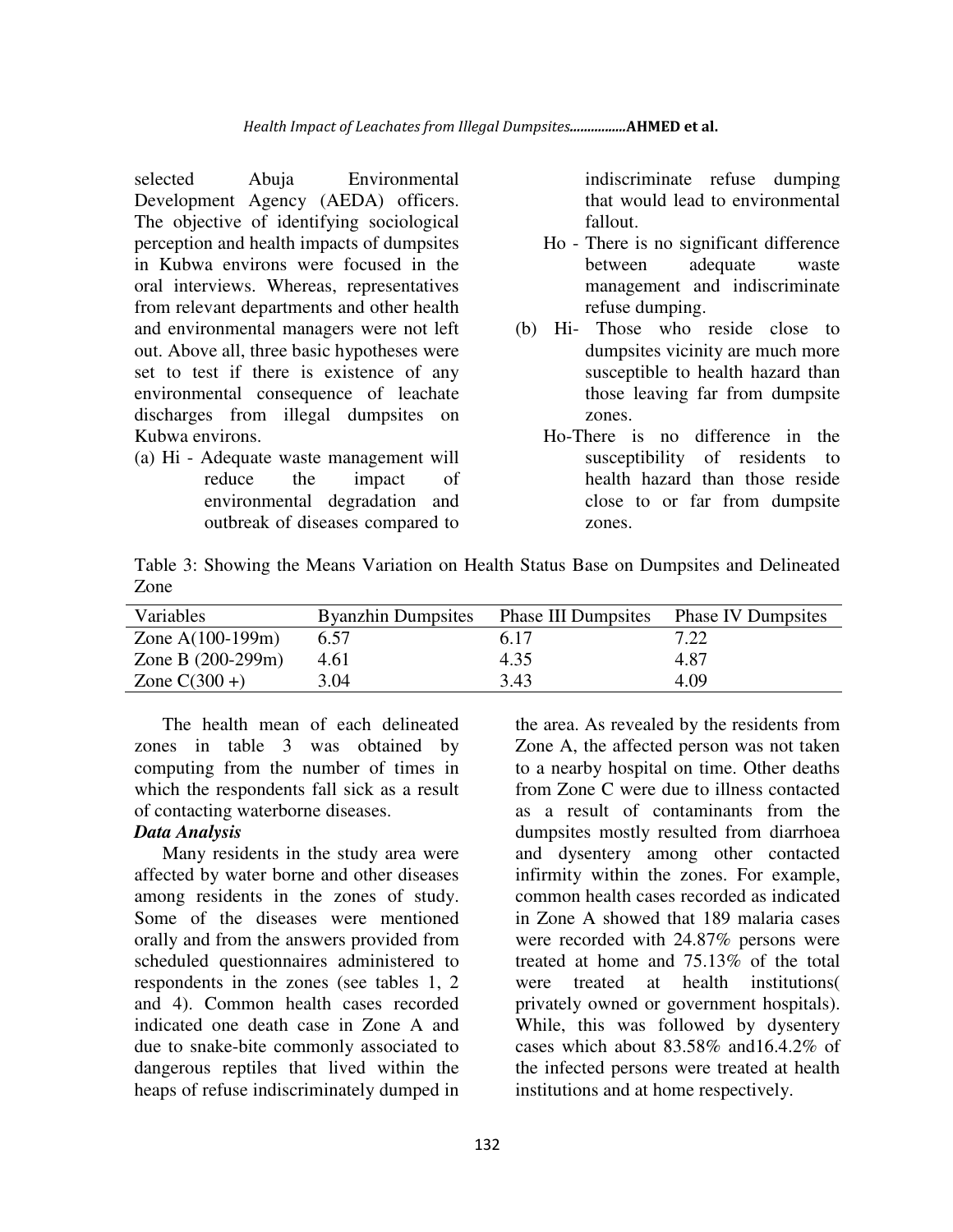selected Abuja Environmental Development Agency (AEDA) officers. The objective of identifying sociological perception and health impacts of dumpsites in Kubwa environs were focused in the oral interviews. Whereas, representatives from relevant departments and other health and environmental managers were not left out. Above all, three basic hypotheses were set to test if there is existence of any environmental consequence of leachate discharges from illegal dumpsites on Kubwa environs.

(a) Hi - Adequate waste management will reduce the impact of environmental degradation and outbreak of diseases compared to indiscriminate refuse dumping that would lead to environmental fallout.

Ho - There is no significant difference between adequate waste management and indiscriminate refuse dumping.

(b) Hi- Those who reside close to dumpsites vicinity are much more susceptible to health hazard than those leaving far from dumpsite zones.

Ho-There is no difference in the susceptibility of residents to health hazard than those reside close to or far from dumpsite zones.

Table 3: Showing the Means Variation on Health Status Base on Dumpsites and Delineated Zone

| Variables | Byanzhin Dumpsites | Phase III Dumpsites | Phase IV Dumpsites |
|---|---|---|---|
| Zone A(100-199m) | 6.57 | 6.17 | 7.22 |
| Zone B (200-299m) | 4.61 | 4.35 | 4.87 |
| Zone C(300 +) | 3.04 | 3.43 | 4.09 |

The health mean of each delineated zones in table 3 was obtained by computing from the number of times in which the respondents fall sick as a result of contacting waterborne diseases.

***Data Analysis***

Many residents in the study area were affected by water borne and other diseases among residents in the zones of study. Some of the diseases were mentioned orally and from the answers provided from scheduled questionnaires administered to respondents in the zones (see tables 1, 2 and 4). Common health cases recorded indicated one death case in Zone A and due to snake-bite commonly associated to dangerous reptiles that lived within the heaps of refuse indiscriminately dumped in the area. As revealed by the residents from Zone A, the affected person was not taken to a nearby hospital on time. Other deaths from Zone C were due to illness contacted as a result of contaminants from the dumpsites mostly resulted from diarrhoea and dysentery among other contacted infirmity within the zones. For example, common health cases recorded as indicated in Zone A showed that 189 malaria cases were recorded with 24.87% persons were treated at home and 75.13% of the total were treated at health institutions( privately owned or government hospitals). While, this was followed by dysentery cases which about 83.58% and16.4.2% of the infected persons were treated at health institutions and at home respectively.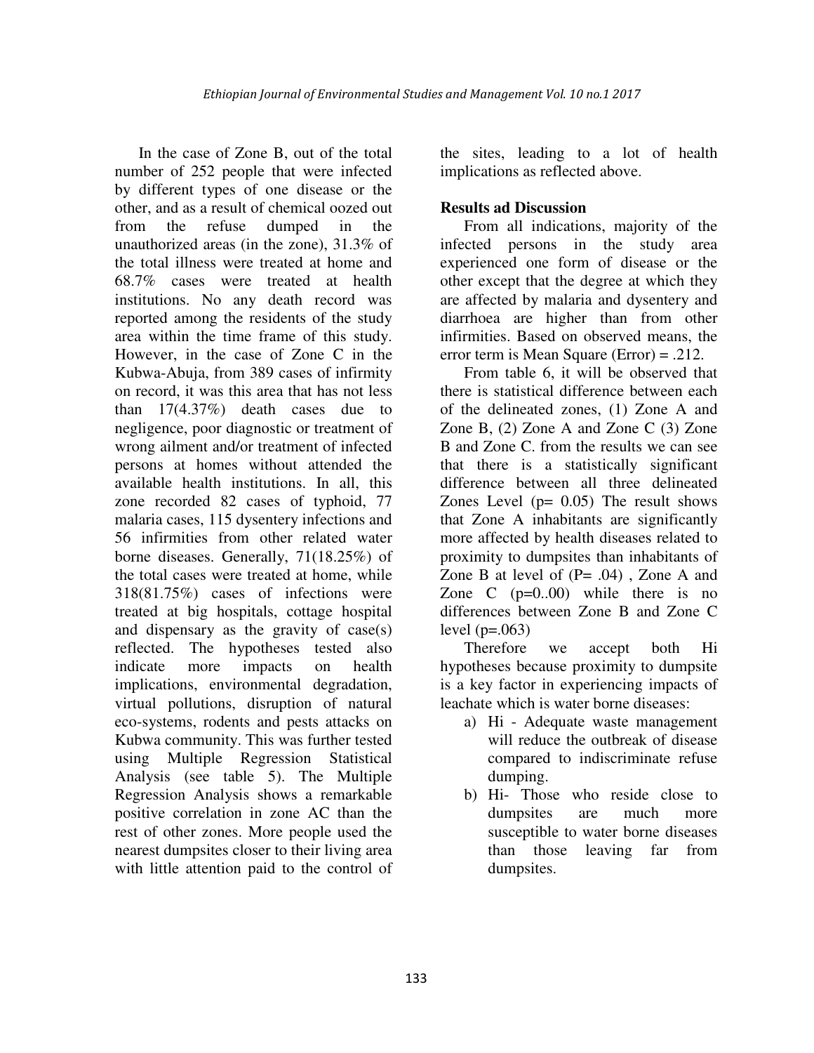In the case of Zone B, out of the total number of 252 people that were infected by different types of one disease or the other, and as a result of chemical oozed out from the refuse dumped in the unauthorized areas (in the zone), 31.3% of the total illness were treated at home and 68.7% cases were treated at health institutions. No any death record was reported among the residents of the study area within the time frame of this study. However, in the case of Zone C in the Kubwa-Abuja, from 389 cases of infirmity on record, it was this area that has not less than 17(4.37%) death cases due to negligence, poor diagnostic or treatment of wrong ailment and/or treatment of infected persons at homes without attended the available health institutions. In all, this zone recorded 82 cases of typhoid, 77 malaria cases, 115 dysentery infections and 56 infirmities from other related water borne diseases. Generally, 71(18.25%) of the total cases were treated at home, while 318(81.75%) cases of infections were treated at big hospitals, cottage hospital and dispensary as the gravity of case(s) reflected. The hypotheses tested also indicate more impacts on health implications, environmental degradation, virtual pollutions, disruption of natural eco-systems, rodents and pests attacks on Kubwa community. This was further tested using Multiple Regression Statistical Analysis (see table 5). The Multiple Regression Analysis shows a remarkable positive correlation in zone AC than the rest of other zones. More people used the nearest dumpsites closer to their living area with little attention paid to the control of the sites, leading to a lot of health implications as reflected above.

## Results ad Discussion

From all indications, majority of the infected persons in the study area experienced one form of disease or the other except that the degree at which they are affected by malaria and dysentery and diarrhoea are higher than from other infirmities. Based on observed means, the error term is Mean Square (Error) = .212.

From table 6, it will be observed that there is statistical difference between each of the delineated zones, (1) Zone A and Zone B, (2) Zone A and Zone C (3) Zone B and Zone C. from the results we can see that there is a statistically significant difference between all three delineated Zones Level ($p= 0.05$) The result shows that Zone A inhabitants are significantly more affected by health diseases related to proximity to dumpsites than inhabitants of Zone B at level of ($P= .04$) , Zone A and Zone C (p=0..00) while there is no differences between Zone B and Zone C level ($p=.063$)

Therefore we accept both Hi hypotheses because proximity to dumpsite is a key factor in experiencing impacts of leachate which is water borne diseases:

a) Hi - Adequate waste management will reduce the outbreak of disease compared to indiscriminate refuse dumping.
b) Hi- Those who reside close to dumpsites are much more susceptible to water borne diseases than those leaving far from dumpsites.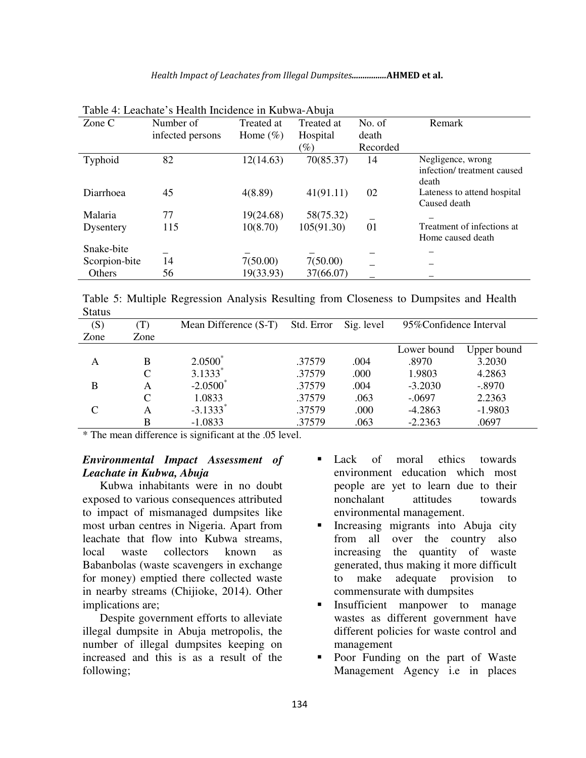Table 4: Leachate's Health Incidence in Kubwa-Abuja

| Zone C | Number of infected persons | Treated at Home (%) | Treated at Hospital (%) | No. of death Recorded | Remark |
|---|---|---|---|---|---|
| Typhoid | 82 | 12(14.63) | 70(85.37) | 14 | Negligence, wrong infection/ treatment caused death |
| Diarrhoea | 45 | 4(8.89) | 41(91.11) | 02 | Lateness to attend hospital Caused death |
| Malaria | 77 | 19(24.68) | 58(75.32) | _ | _ |
| Dysentery | 115 | 10(8.70) | 105(91.30) | 01 | Treatment of infections at Home caused death |
| Snake-bite | _ | _ | _ | _ | _ |
| Scorpion-bite | 14 | 7(50.00) | 7(50.00) | _ | _ |
| Others | 56 | 19(33.93) | 37(66.07) | _ | _ |

Table 5: Multiple Regression Analysis Resulting from Closeness to Dumpsites and Health Status

| (S) Zone | (T) Zone | Mean Difference (S-T) | Std. Error | Sig. level | 95%Confidence Interval | |
|---|---|---|---|---|---|---|
| | | | | | Lower bound | Upper bound |
| A | B | 2.0500* | .37579 | .004 | .8970 | 3.2030 |
| | C | 3.1333* | .37579 | .000 | 1.9803 | 4.2863 |
| B | A | -2.0500* | .37579 | .004 | -3.2030 | -.8970 |
| | C | 1.0833 | .37579 | .063 | -.0697 | 2.2363 |
| C | A | -3.1333* | .37579 | .000 | -4.2863 | -1.9803 |
| | B | -1.0833 | .37579 | .063 | -2.2363 | .0697 |

* The mean difference is significant at the .05 level.

### *Environmental Impact Assessment of Leachate in Kubwa, Abuja*

Kubwa inhabitants were in no doubt exposed to various consequences attributed to impact of mismanaged dumpsites like most urban centres in Nigeria. Apart from leachate that flow into Kubwa streams, local waste collectors known as Babanbolas (waste scavengers in exchange for money) emptied there collected waste in nearby streams (Chijioke, 2014). Other implications are;

Despite government efforts to alleviate illegal dumpsite in Abuja metropolis, the number of illegal dumpsites keeping on increased and this is as a result of the following;

- Lack of moral ethics towards environment education which most people are yet to learn due to their nonchalant attitudes towards environmental management.
- Increasing migrants into Abuja city from all over the country also increasing the quantity of waste generated, thus making it more difficult to make adequate provision to commensurate with dumpsites
- Insufficient manpower to manage wastes as different government have different policies for waste control and management
- Poor Funding on the part of Waste Management Agency i.e in places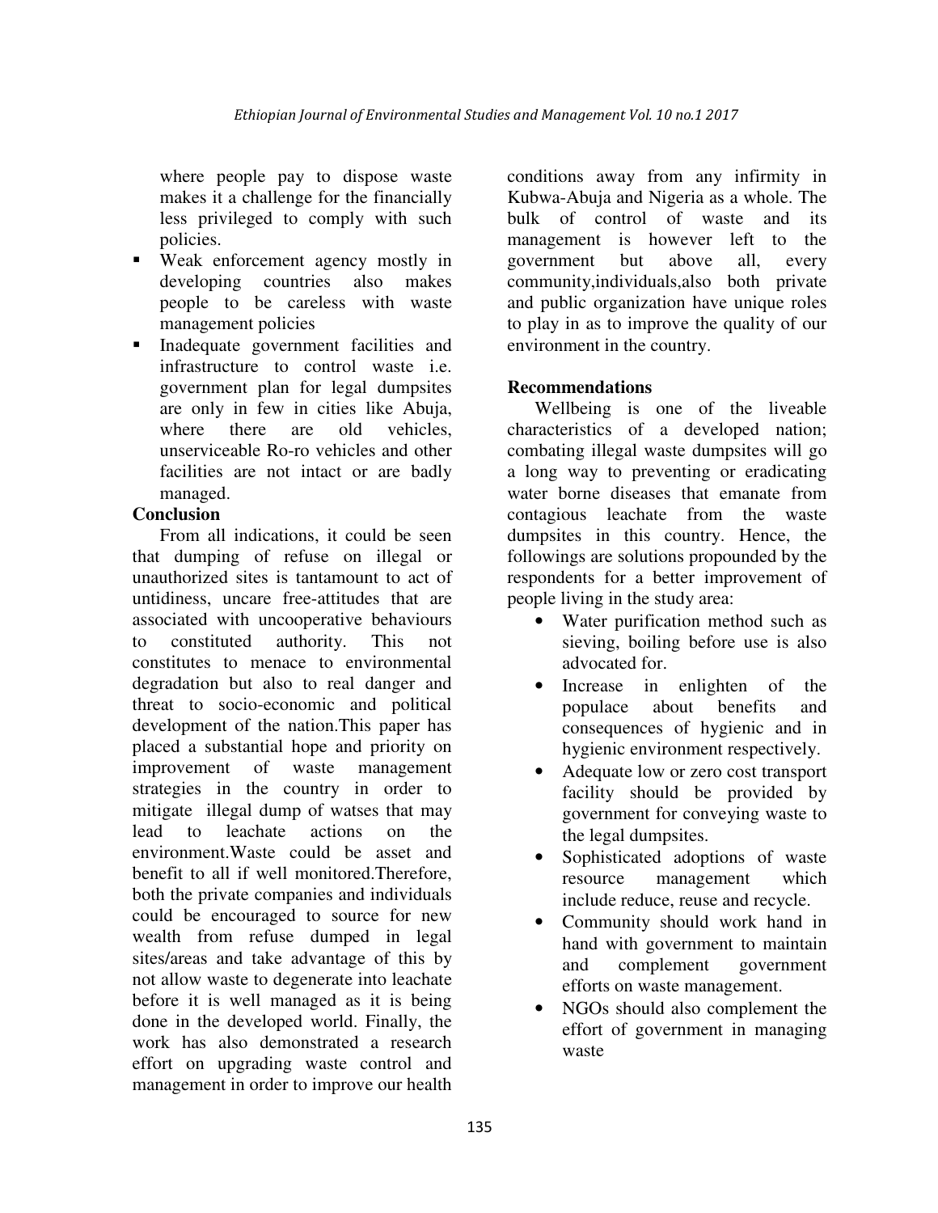where people pay to dispose waste makes it a challenge for the financially less privileged to comply with such policies.

- Weak enforcement agency mostly in developing countries also makes people to be careless with waste management policies
- Inadequate government facilities and infrastructure to control waste i.e. government plan for legal dumpsites are only in few in cities like Abuja, where there are old vehicles, unserviceable Ro-ro vehicles and other facilities are not intact or are badly managed.

## Conclusion

From all indications, it could be seen that dumping of refuse on illegal or unauthorized sites is tantamount to act of untidiness, uncare free-attitudes that are associated with uncooperative behaviours to constituted authority. This not constitutes to menace to environmental degradation but also to real danger and threat to socio-economic and political development of the nation.This paper has placed a substantial hope and priority on improvement of waste management strategies in the country in order to mitigate illegal dump of watses that may lead to leachate actions on the environment.Waste could be asset and benefit to all if well monitored.Therefore, both the private companies and individuals could be encouraged to source for new wealth from refuse dumped in legal sites/areas and take advantage of this by not allow waste to degenerate into leachate before it is well managed as it is being done in the developed world. Finally, the work has also demonstrated a research effort on upgrading waste control and management in order to improve our health conditions away from any infirmity in Kubwa-Abuja and Nigeria as a whole. The bulk of control of waste and its management is however left to the government but above all, every community,individuals,also both private and public organization have unique roles to play in as to improve the quality of our environment in the country.

## Recommendations

Wellbeing is one of the liveable characteristics of a developed nation; combating illegal waste dumpsites will go a long way to preventing or eradicating water borne diseases that emanate from contagious leachate from the waste dumpsites in this country. Hence, the followings are solutions propounded by the respondents for a better improvement of people living in the study area:

- Water purification method such as sieving, boiling before use is also advocated for.
- Increase in enlighten of the populace about benefits and consequences of hygienic and in hygienic environment respectively.
- Adequate low or zero cost transport facility should be provided by government for conveying waste to the legal dumpsites.
- Sophisticated adoptions of waste resource management which include reduce, reuse and recycle.
- Community should work hand in hand with government to maintain and complement government efforts on waste management.
- NGOs should also complement the effort of government in managing waste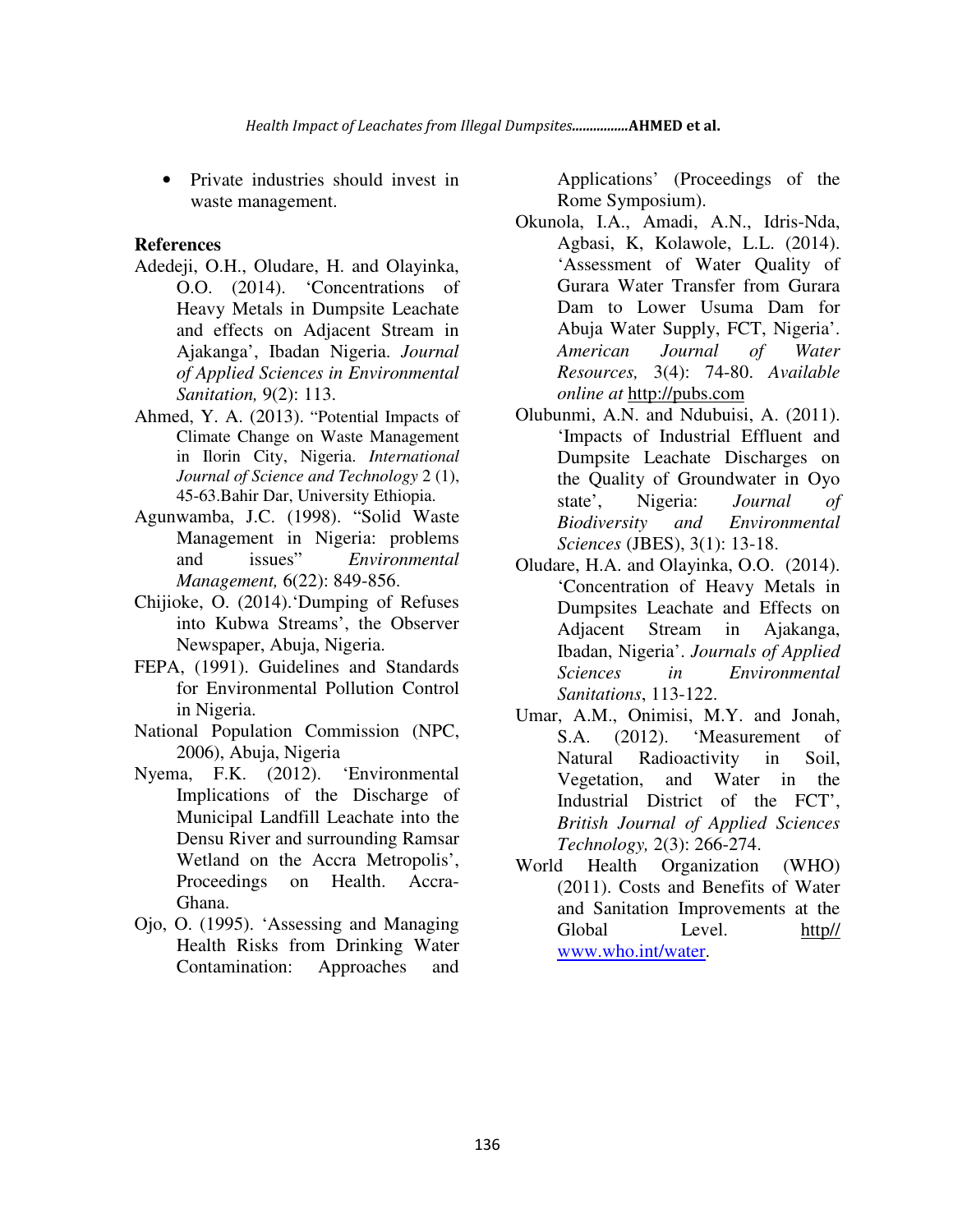- Private industries should invest in waste management.

## References

Adedeji, O.H., Oludare, H. and Olayinka, O.O. (2014). 'Concentrations of Heavy Metals in Dumpsite Leachate and effects on Adjacent Stream in Ajakanga', Ibadan Nigeria. *Journal of Applied Sciences in Environmental Sanitation,* 9(2): 113.

Ahmed, Y. A. (2013). "Potential Impacts of Climate Change on Waste Management in Ilorin City, Nigeria. *International Journal of Science and Technology* 2 (1), 45-63.Bahir Dar, University Ethiopia.

Agunwamba, J.C. (1998). "Solid Waste Management in Nigeria: problems and issues" *Environmental Management,* 6(22): 849-856.

Chijioke, O. (2014).'Dumping of Refuses into Kubwa Streams', the Observer Newspaper, Abuja, Nigeria.

FEPA, (1991). Guidelines and Standards for Environmental Pollution Control in Nigeria.

National Population Commission (NPC, 2006), Abuja, Nigeria

Nyema, F.K. (2012). 'Environmental Implications of the Discharge of Municipal Landfill Leachate into the Densu River and surrounding Ramsar Wetland on the Accra Metropolis', Proceedings on Health. Accra-Ghana.

Ojo, O. (1995). 'Assessing and Managing Health Risks from Drinking Water Contamination: Approaches and Applications' (Proceedings of the Rome Symposium).

Okunola, I.A., Amadi, A.N., Idris-Nda, Agbasi, K, Kolawole, L.L. (2014). 'Assessment of Water Quality of Gurara Water Transfer from Gurara Dam to Lower Usuma Dam for Abuja Water Supply, FCT, Nigeria'. *American Journal of Water Resources,* 3(4): 74-80. *Available online at* http://pubs.com

Olubunmi, A.N. and Ndubuisi, A. (2011). 'Impacts of Industrial Effluent and Dumpsite Leachate Discharges on the Quality of Groundwater in Oyo state', Nigeria: *Journal of Biodiversity and Environmental Sciences* (JBES), 3(1): 13-18.

Oludare, H.A. and Olayinka, O.O. (2014). 'Concentration of Heavy Metals in Dumpsites Leachate and Effects on Adjacent Stream in Ajakanga, Ibadan, Nigeria'. *Journals of Applied Sciences in Environmental Sanitations*, 113-122.

Umar, A.M., Onimisi, M.Y. and Jonah, S.A. (2012). 'Measurement of Natural Radioactivity in Soil, Vegetation, and Water in the Industrial District of the FCT', *British Journal of Applied Sciences Technology,* 2(3): 266-274.

World Health Organization (WHO) (2011). Costs and Benefits of Water and Sanitation Improvements at the Global Level. http// www.who.int/water.